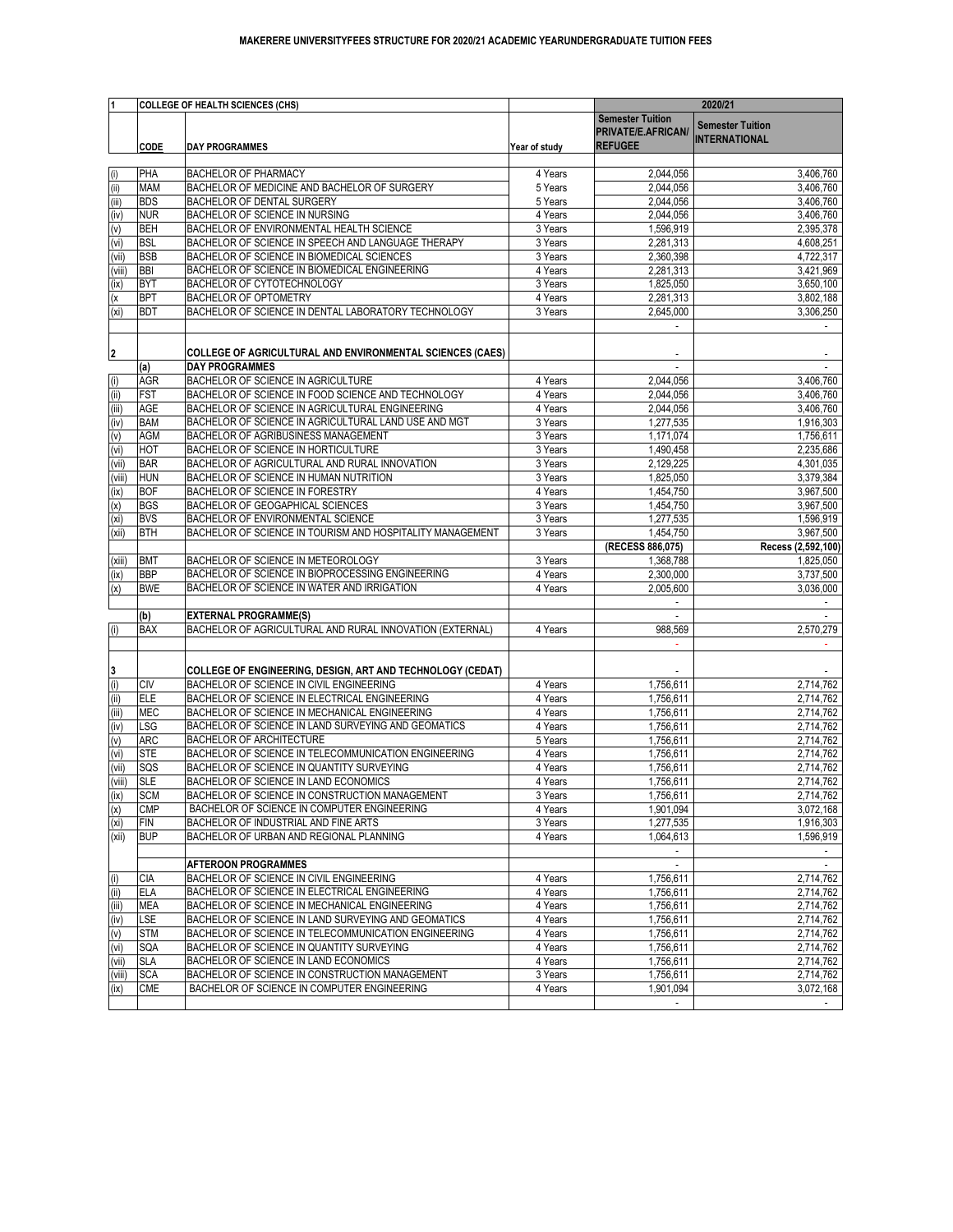# MAKERERE UNIVERSITYFEES STRUCTURE FOR 2020/21 ACADEMIC YEARUNDERGRADUATE TUITION FEES

| 1 | COLLEGE OF HEALTH SCIENCES (CHS) | | | 2020/21 | |
|---|---|---|---|---|---|
| | CODE | DAY PROGRAMMES | Year of study | Semester Tuition PRIVATE/E.AFRICAN/ REFUGEE | Semester Tuition INTERNATIONAL |
| (i) | PHA | BACHELOR OF PHARMACY | 4 Years | 2,044,056 | 3,406,760 |
| (ii) | MAM | BACHELOR OF MEDICINE AND BACHELOR OF SURGERY | 5 Years | 2,044,056 | 3,406,760 |
| (iii) | BDS | BACHELOR OF DENTAL SURGERY | 5 Years | 2,044,056 | 3,406,760 |
| (iv) | NUR | BACHELOR OF SCIENCE IN NURSING | 4 Years | 2,044,056 | 3,406,760 |
| (v) | BEH | BACHELOR OF ENVIRONMENTAL HEALTH SCIENCE | 3 Years | 1,596,919 | 2,395,378 |
| (vi) | BSL | BACHELOR OF SCIENCE IN SPEECH AND LANGUAGE THERAPY | 3 Years | 2,281,313 | 4,608,251 |
| (vii) | BSB | BACHELOR OF SCIENCE IN BIOMEDICAL SCIENCES | 3 Years | 2,360,398 | 4,722,317 |
| (viii) | BBI | BACHELOR OF SCIENCE IN BIOMEDICAL ENGINEERING | 4 Years | 2,281,313 | 3,421,969 |
| (ix) | BYT | BACHELOR OF CYTOTECHNOLOGY | 3 Years | 1,825,050 | 3,650,100 |
| (x | BPT | BACHELOR OF OPTOMETRY | 4 Years | 2,281,313 | 3,802,188 |
| (xi) | BDT | BACHELOR OF SCIENCE IN DENTAL LABORATORY TECHNOLOGY | 3 Years | 2,645,000 | 3,306,250 |
| | | | | - | - |
| 2 | | COLLEGE OF AGRICULTURAL AND ENVIRONMENTAL SCIENCES (CAES) | | - | - |
| | (a) | DAY PROGRAMMES | | - | - |
| (i) | AGR | BACHELOR OF SCIENCE IN AGRICULTURE | 4 Years | 2,044,056 | 3,406,760 |
| (ii) | FST | BACHELOR OF SCIENCE IN FOOD SCIENCE AND TECHNOLOGY | 4 Years | 2,044,056 | 3,406,760 |
| (iii) | AGE | BACHELOR OF SCIENCE IN AGRICULTURAL ENGINEERING | 4 Years | 2,044,056 | 3,406,760 |
| (iv) | BAM | BACHELOR OF SCIENCE IN AGRICULTURAL LAND USE AND MGT | 3 Years | 1,277,535 | 1,916,303 |
| (v) | AGM | BACHELOR OF AGRIBUSINESS MANAGEMENT | 3 Years | 1,171,074 | 1,756,611 |
| (vi) | HOT | BACHELOR OF SCIENCE IN HORTICULTURE | 3 Years | 1,490,458 | 2,235,686 |
| (vii) | BAR | BACHELOR OF AGRICULTURAL AND RURAL INNOVATION | 3 Years | 2,129,225 | 4,301,035 |
| (viii) | HUN | BACHELOR OF SCIENCE IN HUMAN NUTRITION | 3 Years | 1,825,050 | 3,379,384 |
| (ix) | BOF | BACHELOR OF SCIENCE IN FORESTRY | 4 Years | 1,454,750 | 3,967,500 |
| (x) | BGS | BACHELOR OF GEOGAPHICAL SCIENCES | 3 Years | 1,454,750 | 3,967,500 |
| (xi) | BVS | BACHELOR OF ENVIRONMENTAL SCIENCE | 3 Years | 1,277,535 | 1,596,919 |
| (xii) | BTH | BACHELOR OF SCIENCE IN TOURISM AND HOSPITALITY MANAGEMENT | 3 Years | 1,454,750 | 3,967,500 |
| | | | | (RECESS 886,075) | Recess (2,592,100) |
| (xiii) | BMT | BACHELOR OF SCIENCE IN METEOROLOGY | 3 Years | 1,368,788 | 1,825,050 |
| (ix) | BBP | BACHELOR OF SCIENCE IN BIOPROCESSING ENGINEERING | 4 Years | 2,300,000 | 3,737,500 |
| (x) | BWE | BACHELOR OF SCIENCE IN WATER AND IRRIGATION | 4 Years | 2,005,600 | 3,036,000 |
| | | | | - | - |
| | (b) | EXTERNAL PROGRAMME(S) | | - | - |
| (i) | BAX | BACHELOR OF AGRICULTURAL AND RURAL INNOVATION (EXTERNAL) | 4 Years | 988,569 | 2,570,279 |
| | | | | - | - |
| 3 | | COLLEGE OF ENGINEERING, DESIGN, ART AND TECHNOLOGY (CEDAT) | | - | - |
| (i) | CIV | BACHELOR OF SCIENCE IN CIVIL ENGINEERING | 4 Years | 1,756,611 | 2,714,762 |
| (ii) | ELE | BACHELOR OF SCIENCE IN ELECTRICAL ENGINEERING | 4 Years | 1,756,611 | 2,714,762 |
| (iii) | MEC | BACHELOR OF SCIENCE IN MECHANICAL ENGINEERING | 4 Years | 1,756,611 | 2,714,762 |
| (iv) | LSG | BACHELOR OF SCIENCE IN LAND SURVEYING AND GEOMATICS | 4 Years | 1,756,611 | 2,714,762 |
| (v) | ARC | BACHELOR OF ARCHITECTURE | 5 Years | 1,756,611 | 2,714,762 |
| (vi) | STE | BACHELOR OF SCIENCE IN TELECOMMUNICATION ENGINEERING | 4 Years | 1,756,611 | 2,714,762 |
| (vii) | SQS | BACHELOR OF SCIENCE IN QUANTITY SURVEYING | 4 Years | 1,756,611 | 2,714,762 |
| (viii) | SLE | BACHELOR OF SCIENCE IN LAND ECONOMICS | 4 Years | 1,756,611 | 2,714,762 |
| (ix) | SCM | BACHELOR OF SCIENCE IN CONSTRUCTION MANAGEMENT | 3 Years | 1,756,611 | 2,714,762 |
| (x) | CMP | BACHELOR OF SCIENCE IN COMPUTER ENGINEERING | 4 Years | 1,901,094 | 3,072,168 |
| (xi) | FIN | BACHELOR OF INDUSTRIAL AND FINE ARTS | 3 Years | 1,277,535 | 1,916,303 |
| (xii) | BUP | BACHELOR OF URBAN AND REGIONAL PLANNING | 4 Years | 1,064,613 | 1,596,919 |
| | | | | - | - |
| | | AFTEROON PROGRAMMES | | - | - |
| (i) | CIA | BACHELOR OF SCIENCE IN CIVIL ENGINEERING | 4 Years | 1,756,611 | 2,714,762 |
| (ii) | ELA | BACHELOR OF SCIENCE IN ELECTRICAL ENGINEERING | 4 Years | 1,756,611 | 2,714,762 |
| (iii) | MEA | BACHELOR OF SCIENCE IN MECHANICAL ENGINEERING | 4 Years | 1,756,611 | 2,714,762 |
| (iv) | LSE | BACHELOR OF SCIENCE IN LAND SURVEYING AND GEOMATICS | 4 Years | 1,756,611 | 2,714,762 |
| (v) | STM | BACHELOR OF SCIENCE IN TELECOMMUNICATION ENGINEERING | 4 Years | 1,756,611 | 2,714,762 |
| (vi) | SQA | BACHELOR OF SCIENCE IN QUANTITY SURVEYING | 4 Years | 1,756,611 | 2,714,762 |
| (vii) | SLA | BACHELOR OF SCIENCE IN LAND ECONOMICS | 4 Years | 1,756,611 | 2,714,762 |
| (viii) | SCA | BACHELOR OF SCIENCE IN CONSTRUCTION MANAGEMENT | 3 Years | 1,756,611 | 2,714,762 |
| (ix) | CME | BACHELOR OF SCIENCE IN COMPUTER ENGINEERING | 4 Years | 1,901,094 | 3,072,168 |
| | | | | - | - |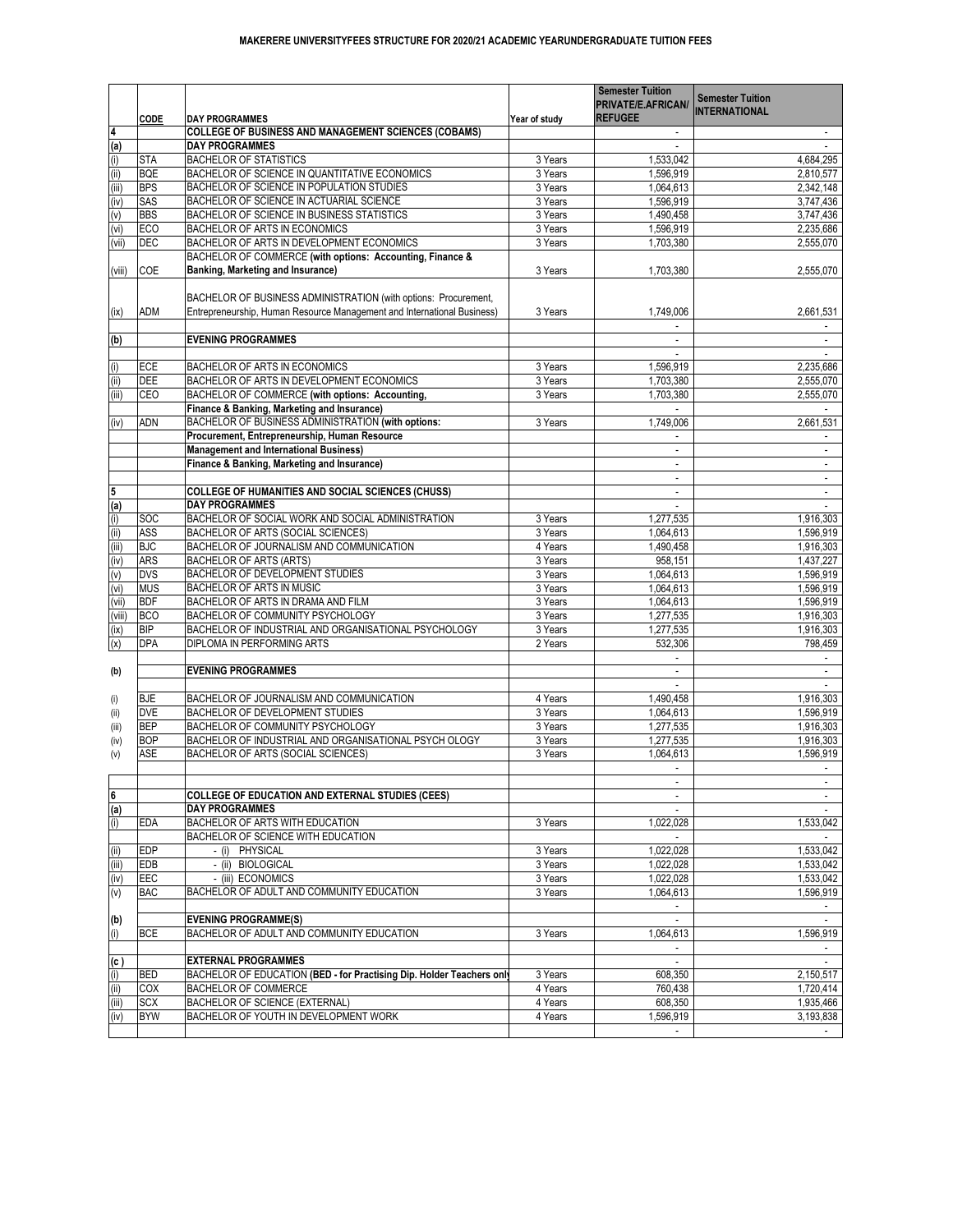**MAKERERE UNIVERSITYFEES STRUCTURE FOR 2020/21 ACADEMIC YEARUNDERGRADUATE TUITION FEES**

| | CODE | DAY PROGRAMMES | Year of study | Semester Tuition PRIVATE/E.AFRICAN/ REFUGEE | Semester Tuition INTERNATIONAL |
|---|---|---|---|---|---|
| **4** | | **COLLEGE OF BUSINESS AND MANAGEMENT SCIENCES (COBAMS)** | | - | - |
| **(a)** | | **DAY PROGRAMMES** | | - | - |
| (i) | STA | BACHELOR OF STATISTICS | 3 Years | 1,533,042 | 4,684,295 |
| (ii) | BQE | BACHELOR OF SCIENCE IN QUANTITATIVE ECONOMICS | 3 Years | 1,596,919 | 2,810,577 |
| (iii) | BPS | BACHELOR OF SCIENCE IN POPULATION STUDIES | 3 Years | 1,064,613 | 2,342,148 |
| (iv) | SAS | BACHELOR OF SCIENCE IN ACTUARIAL SCIENCE | 3 Years | 1,596,919 | 3,747,436 |
| (v) | BBS | BACHELOR OF SCIENCE IN BUSINESS STATISTICS | 3 Years | 1,490,458 | 3,747,436 |
| (vi) | ECO | BACHELOR OF ARTS IN ECONOMICS | 3 Years | 1,596,919 | 2,235,686 |
| (vii) | DEC | BACHELOR OF ARTS IN DEVELOPMENT ECONOMICS | 3 Years | 1,703,380 | 2,555,070 |
| (viii) | COE | BACHELOR OF COMMERCE **(with options: Accounting, Finance & Banking, Marketing and Insurance)** | 3 Years | 1,703,380 | 2,555,070 |
| (ix) | ADM | BACHELOR OF BUSINESS ADMINISTRATION (with options: Procurement, Entrepreneurship, Human Resource Management and International Business) | 3 Years | 1,749,006 | 2,661,531 |
| | | | | - | - |
| **(b)** | | **EVENING PROGRAMMES** | | - | - |
| | | | | - | - |
| (i) | ECE | BACHELOR OF ARTS IN ECONOMICS | 3 Years | 1,596,919 | 2,235,686 |
| (ii) | DEE | BACHELOR OF ARTS IN DEVELOPMENT ECONOMICS | 3 Years | 1,703,380 | 2,555,070 |
| (iii) | CEO | BACHELOR OF COMMERCE **(with options: Accounting,** | 3 Years | 1,703,380 | 2,555,070 |
| | | **Finance & Banking, Marketing and Insurance)** | | - | - |
| (iv) | ADN | BACHELOR OF BUSINESS ADMINISTRATION **(with options:** | 3 Years | 1,749,006 | 2,661,531 |
| | | **Procurement, Entrepreneurship, Human Resource** | | - | - |
| | | **Management and International Business)** | | - | - |
| | | **Finance & Banking, Marketing and Insurance)** | | - | - |
| | | | | - | - |
| **5** | | **COLLEGE OF HUMANITIES AND SOCIAL SCIENCES (CHUSS)** | | - | - |
| **(a)** | | **DAY PROGRAMMES** | | - | - |
| (i) | SOC | BACHELOR OF SOCIAL WORK AND SOCIAL ADMINISTRATION | 3 Years | 1,277,535 | 1,916,303 |
| (ii) | ASS | BACHELOR OF ARTS (SOCIAL SCIENCES) | 3 Years | 1,064,613 | 1,596,919 |
| (iii) | BJC | BACHELOR OF JOURNALISM AND COMMUNICATION | 4 Years | 1,490,458 | 1,916,303 |
| (iv) | ARS | BACHELOR OF ARTS (ARTS) | 3 Years | 958,151 | 1,437,227 |
| (v) | DVS | BACHELOR OF DEVELOPMENT STUDIES | 3 Years | 1,064,613 | 1,596,919 |
| (vi) | MUS | BACHELOR OF ARTS IN MUSIC | 3 Years | 1,064,613 | 1,596,919 |
| (vii) | BDF | BACHELOR OF ARTS IN DRAMA AND FILM | 3 Years | 1,064,613 | 1,596,919 |
| (viii) | BCO | BACHELOR OF COMMUNITY PSYCHOLOGY | 3 Years | 1,277,535 | 1,916,303 |
| (ix) | BIP | BACHELOR OF INDUSTRIAL AND ORGANISATIONAL PSYCHOLOGY | 3 Years | 1,277,535 | 1,916,303 |
| (x) | DPA | DIPLOMA IN PERFORMING ARTS | 2 Years | 532,306 | 798,459 |
| | | | | - | - |
| **(b)** | | **EVENING PROGRAMMES** | | - | - |
| | | | | - | - |
| (i) | BJE | BACHELOR OF JOURNALISM AND COMMUNICATION | 4 Years | 1,490,458 | 1,916,303 |
| (ii) | DVE | BACHELOR OF DEVELOPMENT STUDIES | 3 Years | 1,064,613 | 1,596,919 |
| (iii) | BEP | BACHELOR OF COMMUNITY PSYCHOLOGY | 3 Years | 1,277,535 | 1,916,303 |
| (iv) | BOP | BACHELOR OF INDUSTRIAL AND ORGANISATIONAL PSYCH OLOGY | 3 Years | 1,277,535 | 1,916,303 |
| (v) | ASE | BACHELOR OF ARTS (SOCIAL SCIENCES) | 3 Years | 1,064,613 | 1,596,919 |
| | | | | - | - |
| | | | | - | - |
| **6** | | **COLLEGE OF EDUCATION AND EXTERNAL STUDIES (CEES)** | | - | - |
| **(a)** | | **DAY PROGRAMMES** | | - | - |
| (i) | EDA | BACHELOR OF ARTS WITH EDUCATION | 3 Years | 1,022,028 | 1,533,042 |
| | | BACHELOR OF SCIENCE WITH EDUCATION | | - | |
| (ii) | EDP | - (i) PHYSICAL | 3 Years | 1,022,028 | 1,533,042 |
| (iii) | EDB | - (ii) BIOLOGICAL | 3 Years | 1,022,028 | 1,533,042 |
| (iv) | EEC | - (iii) ECONOMICS | 3 Years | 1,022,028 | 1,533,042 |
| (v) | BAC | BACHELOR OF ADULT AND COMMUNITY EDUCATION | 3 Years | 1,064,613 | 1,596,919 |
| | | | | - | - |
| **(b)** | | **EVENING PROGRAMME(S)** | | - | - |
| (i) | BCE | BACHELOR OF ADULT AND COMMUNITY EDUCATION | 3 Years | 1,064,613 | 1,596,919 |
| | | | | - | - |
| **(c )** | | **EXTERNAL PROGRAMMES** | | - | - |
| (i) | BED | BACHELOR OF EDUCATION **(BED - for Practising Dip. Holder Teachers only** | 3 Years | 608,350 | 2,150,517 |
| (ii) | COX | BACHELOR OF COMMERCE | 4 Years | 760,438 | 1,720,414 |
| (iii) | SCX | BACHELOR OF SCIENCE (EXTERNAL) | 4 Years | 608,350 | 1,935,466 |
| (iv) | BYW | BACHELOR OF YOUTH IN DEVELOPMENT WORK | 4 Years | 1,596,919 | 3,193,838 |
| | | | | - | - |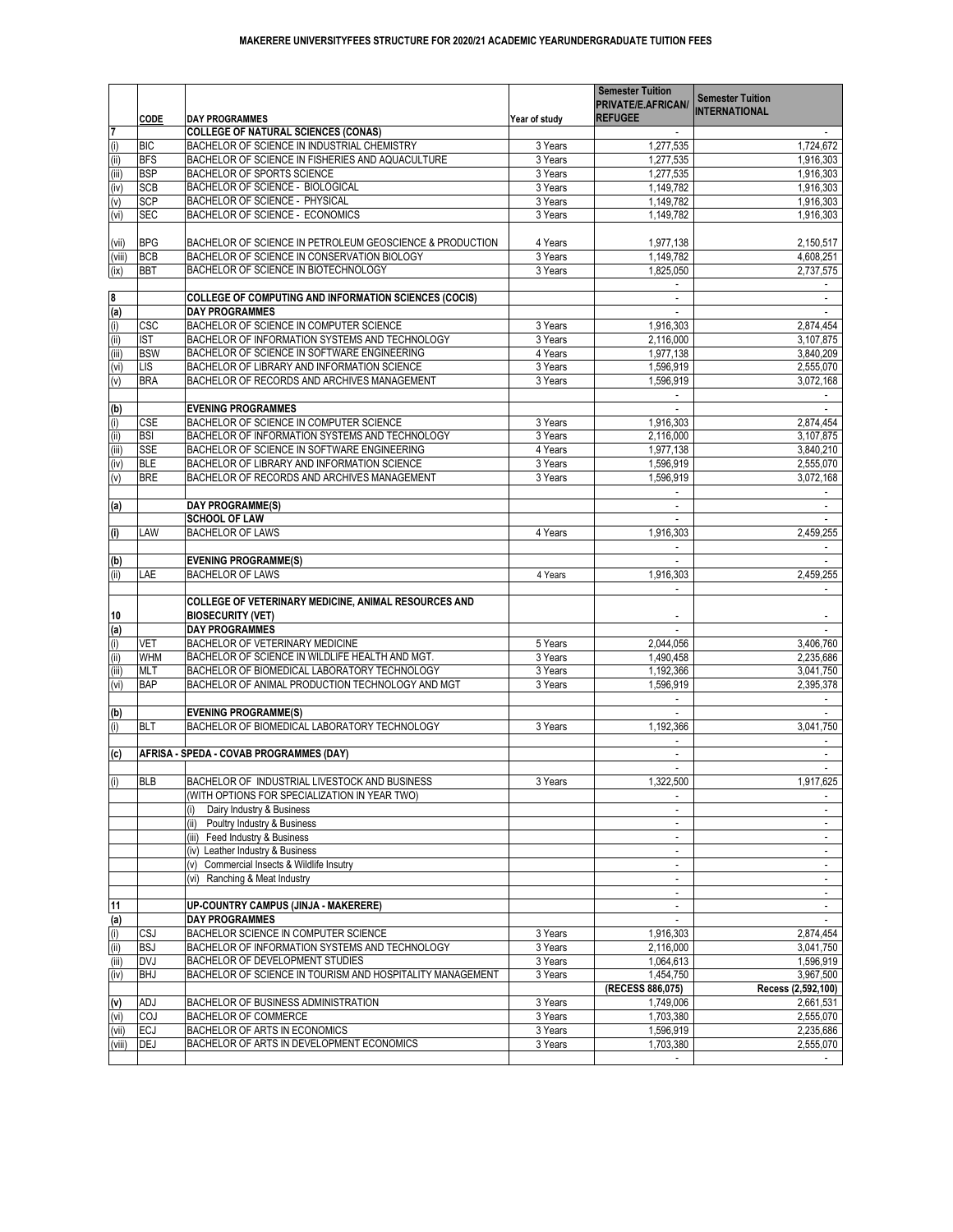**MAKERERE UNIVERSITYFEES STRUCTURE FOR 2020/21 ACADEMIC YEARUNDERGRADUATE TUITION FEES**

| | CODE | DAY PROGRAMMES | Year of study | Semester Tuition PRIVATE/E.AFRICAN/ REFUGEE | Semester Tuition INTERNATIONAL |
|---|---|---|---|---|---|
| 7 | | COLLEGE OF NATURAL SCIENCES (CONAS) | | - | - |
| (i) | BIC | BACHELOR OF SCIENCE IN INDUSTRIAL CHEMISTRY | 3 Years | 1,277,535 | 1,724,672 |
| (ii) | BFS | BACHELOR OF SCIENCE IN FISHERIES AND AQUACULTURE | 3 Years | 1,277,535 | 1,916,303 |
| (iii) | BSP | BACHELOR OF SPORTS SCIENCE | 3 Years | 1,277,535 | 1,916,303 |
| (iv) | SCB | BACHELOR OF SCIENCE - BIOLOGICAL | 3 Years | 1,149,782 | 1,916,303 |
| (v) | SCP | BACHELOR OF SCIENCE - PHYSICAL | 3 Years | 1,149,782 | 1,916,303 |
| (vi) | SEC | BACHELOR OF SCIENCE - ECONOMICS | 3 Years | 1,149,782 | 1,916,303 |
| (vii) | BPG | BACHELOR OF SCIENCE IN PETROLEUM GEOSCIENCE & PRODUCTION | 4 Years | 1,977,138 | 2,150,517 |
| (viii) | BCB | BACHELOR OF SCIENCE IN CONSERVATION BIOLOGY | 3 Years | 1,149,782 | 4,608,251 |
| (ix) | BBT | BACHELOR OF SCIENCE IN BIOTECHNOLOGY | 3 Years | 1,825,050 | 2,737,575 |
| | | | | - | - |
| 8 | | COLLEGE OF COMPUTING AND INFORMATION SCIENCES (COCIS) | | - | - |
| (a) | | DAY PROGRAMMES | | - | - |
| (i) | CSC | BACHELOR OF SCIENCE IN COMPUTER SCIENCE | 3 Years | 1,916,303 | 2,874,454 |
| (ii) | IST | BACHELOR OF INFORMATION SYSTEMS AND TECHNOLOGY | 3 Years | 2,116,000 | 3,107,875 |
| (iii) | BSW | BACHELOR OF SCIENCE IN SOFTWARE ENGINEERING | 4 Years | 1,977,138 | 3,840,209 |
| (vi) | LIS | BACHELOR OF LIBRARY AND INFORMATION SCIENCE | 3 Years | 1,596,919 | 2,555,070 |
| (v) | BRA | BACHELOR OF RECORDS AND ARCHIVES MANAGEMENT | 3 Years | 1,596,919 | 3,072,168 |
| | | | | - | - |
| (b) | | EVENING PROGRAMMES | | - | - |
| (i) | CSE | BACHELOR OF SCIENCE IN COMPUTER SCIENCE | 3 Years | 1,916,303 | 2,874,454 |
| (ii) | BSI | BACHELOR OF INFORMATION SYSTEMS AND TECHNOLOGY | 3 Years | 2,116,000 | 3,107,875 |
| (iii) | SSE | BACHELOR OF SCIENCE IN SOFTWARE ENGINEERING | 4 Years | 1,977,138 | 3,840,210 |
| (iv) | BLE | BACHELOR OF LIBRARY AND INFORMATION SCIENCE | 3 Years | 1,596,919 | 2,555,070 |
| (v) | BRE | BACHELOR OF RECORDS AND ARCHIVES MANAGEMENT | 3 Years | 1,596,919 | 3,072,168 |
| | | | | - | - |
| (a) | | DAY PROGRAMME(S) | | - | - |
| | | SCHOOL OF LAW | | - | - |
| (i) | LAW | BACHELOR OF LAWS | 4 Years | 1,916,303 | 2,459,255 |
| | | | | - | - |
| (b) | | EVENING PROGRAMME(S) | | - | - |
| (ii) | LAE | BACHELOR OF LAWS | 4 Years | 1,916,303 | 2,459,255 |
| | | | | - | - |
| 10 | | COLLEGE OF VETERINARY MEDICINE, ANIMAL RESOURCES AND BIOSECURITY (VET) | | - | - |
| (a) | | DAY PROGRAMMES | | - | - |
| (i) | VET | BACHELOR OF VETERINARY MEDICINE | 5 Years | 2,044,056 | 3,406,760 |
| (ii) | WHM | BACHELOR OF SCIENCE IN WILDLIFE HEALTH AND MGT. | 3 Years | 1,490,458 | 2,235,686 |
| (iii) | MLT | BACHELOR OF BIOMEDICAL LABORATORY TECHNOLOGY | 3 Years | 1,192,366 | 3,041,750 |
| (vi) | BAP | BACHELOR OF ANIMAL PRODUCTION TECHNOLOGY AND MGT | 3 Years | 1,596,919 | 2,395,378 |
| | | | | - | - |
| (b) | | EVENING PROGRAMME(S) | | - | - |
| (i) | BLT | BACHELOR OF BIOMEDICAL LABORATORY TECHNOLOGY | 3 Years | 1,192,366 | 3,041,750 |
| | | | | - | - |
| (c) | | AFRISA - SPEDA - COVAB PROGRAMMES (DAY) | | - | - |
| | | | | - | - |
| (i) | BLB | BACHELOR OF INDUSTRIAL LIVESTOCK AND BUSINESS | 3 Years | 1,322,500 | 1,917,625 |
| | | (WITH OPTIONS FOR SPECIALIZATION IN YEAR TWO) | | - | - |
| | | (i) Dairy Industry & Business | | - | - |
| | | (ii) Poultry Industry & Business | | - | - |
| | | (iii) Feed Industry & Business | | - | - |
| | | (iv) Leather Industry & Business | | - | - |
| | | (v) Commercial Insects & Wildlife Insutry | | - | - |
| | | (vi) Ranching & Meat Industry | | - | - |
| | | | | - | - |
| 11 | | UP-COUNTRY CAMPUS (JINJA - MAKERERE) | | - | - |
| (a) | | DAY PROGRAMMES | | - | - |
| (i) | CSJ | BACHELOR SCIENCE IN COMPUTER SCIENCE | 3 Years | 1,916,303 | 2,874,454 |
| (ii) | BSJ | BACHELOR OF INFORMATION SYSTEMS AND TECHNOLOGY | 3 Years | 2,116,000 | 3,041,750 |
| (iii) | DVJ | BACHELOR OF DEVELOPMENT STUDIES | 3 Years | 1,064,613 | 1,596,919 |
| (iv) | BHJ | BACHELOR OF SCIENCE IN TOURISM AND HOSPITALITY MANAGEMENT | 3 Years | 1,454,750 | 3,967,500 |
| | | | | (RECESS 886,075) | Recess (2,592,100) |
| (v) | ADJ | BACHELOR OF BUSINESS ADMINISTRATION | 3 Years | 1,749,006 | 2,661,531 |
| (vi) | COJ | BACHELOR OF COMMERCE | 3 Years | 1,703,380 | 2,555,070 |
| (vii) | ECJ | BACHELOR OF ARTS IN ECONOMICS | 3 Years | 1,596,919 | 2,235,686 |
| (viii) | DEJ | BACHELOR OF ARTS IN DEVELOPMENT ECONOMICS | 3 Years | 1,703,380 | 2,555,070 |
| | | | | - | - |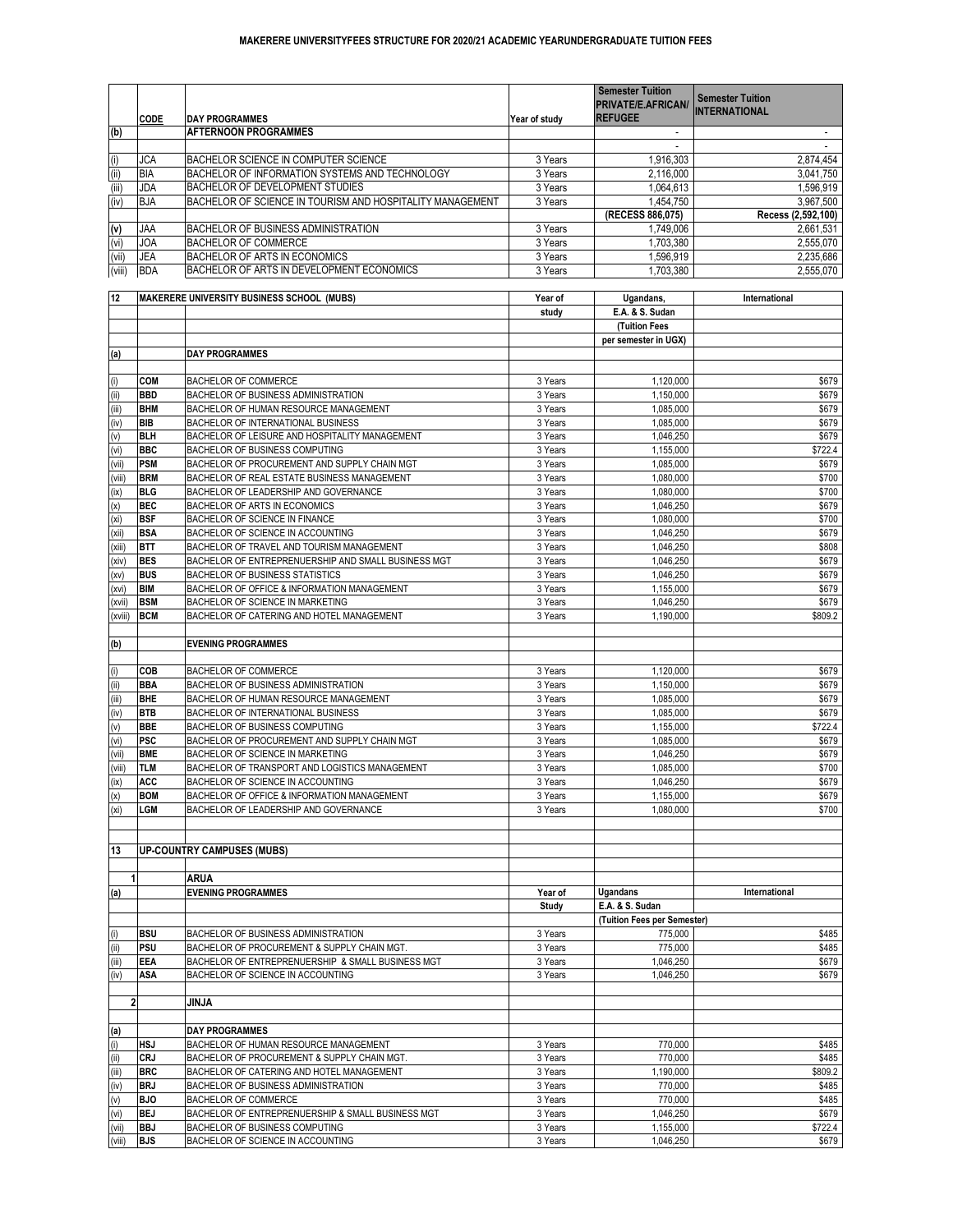# MAKERERE UNIVERSITYFEES STRUCTURE FOR 2020/21 ACADEMIC YEARUNDERGRADUATE TUITION FEES

| | CODE | DAY PROGRAMMES | Year of study | Semester Tuition PRIVATE/E.AFRICAN/ REFUGEE | Semester Tuition INTERNATIONAL |
|---|---|---|---|---|---|
| (b) | | AFTERNOON PROGRAMMES | | - | - |
| | | | | - | - |
| (i) | JCA | BACHELOR SCIENCE IN COMPUTER SCIENCE | 3 Years | 1,916,303 | 2,874,454 |
| (ii) | BIA | BACHELOR OF INFORMATION SYSTEMS AND TECHNOLOGY | 3 Years | 2,116,000 | 3,041,750 |
| (iii) | JDA | BACHELOR OF DEVELOPMENT STUDIES | 3 Years | 1,064,613 | 1,596,919 |
| (iv) | BJA | BACHELOR OF SCIENCE IN TOURISM AND HOSPITALITY MANAGEMENT | 3 Years | 1,454,750 | 3,967,500 |
| | | | | (RECESS 886,075) | Recess (2,592,100) |
| (v) | JAA | BACHELOR OF BUSINESS ADMINISTRATION | 3 Years | 1,749,006 | 2,661,531 |
| (vi) | JOA | BACHELOR OF COMMERCE | 3 Years | 1,703,380 | 2,555,070 |
| (vii) | JEA | BACHELOR OF ARTS IN ECONOMICS | 3 Years | 1,596,919 | 2,235,686 |
| (viii) | BDA | BACHELOR OF ARTS IN DEVELOPMENT ECONOMICS | 3 Years | 1,703,380 | 2,555,070 |

| 12 | | MAKERERE UNIVERSITY BUSINESS SCHOOL (MUBS) | Year of study | Ugandans, E.A. & S. Sudan (Tuition Fees per semester in UGX) | International |
|---|---|---|---|---|---|
| (a) | | DAY PROGRAMMES | | | |
| (i) | COM | BACHELOR OF COMMERCE | 3 Years | 1,120,000 | $679 |
| (ii) | BBD | BACHELOR OF BUSINESS ADMINISTRATION | 3 Years | 1,150,000 | $679 |
| (iii) | BHM | BACHELOR OF HUMAN RESOURCE MANAGEMENT | 3 Years | 1,085,000 | $679 |
| (iv) | BIB | BACHELOR OF INTERNATIONAL BUSINESS | 3 Years | 1,085,000 | $679 |
| (v) | BLH | BACHELOR OF LEISURE AND HOSPITALITY MANAGEMENT | 3 Years | 1,046,250 | $679 |
| (vi) | BBC | BACHELOR OF BUSINESS COMPUTING | 3 Years | 1,155,000 | $722.4 |
| (vii) | PSM | BACHELOR OF PROCUREMENT AND SUPPLY CHAIN MGT | 3 Years | 1,085,000 | $679 |
| (viii) | BRM | BACHELOR OF REAL ESTATE BUSINESS MANAGEMENT | 3 Years | 1,080,000 | $700 |
| (ix) | BLG | BACHELOR OF LEADERSHIP AND GOVERNANCE | 3 Years | 1,080,000 | $700 |
| (x) | BEC | BACHELOR OF ARTS IN ECONOMICS | 3 Years | 1,046,250 | $679 |
| (xi) | BSF | BACHELOR OF SCIENCE IN FINANCE | 3 Years | 1,080,000 | $700 |
| (xii) | BSA | BACHELOR OF SCIENCE IN ACCOUNTING | 3 Years | 1,046,250 | $679 |
| (xiii) | BTT | BACHELOR OF TRAVEL AND TOURISM MANAGEMENT | 3 Years | 1,046,250 | $808 |
| (xiv) | BES | BACHELOR OF ENTREPRENEURSHIP AND SMALL BUSINESS MGT | 3 Years | 1,046,250 | $679 |
| (xv) | BUS | BACHELOR OF BUSINESS STATISTICS | 3 Years | 1,046,250 | $679 |
| (xvi) | BIM | BACHELOR OF OFFICE & INFORMATION MANAGEMENT | 3 Years | 1,155,000 | $679 |
| (xvii) | BSM | BACHELOR OF SCIENCE IN MARKETING | 3 Years | 1,046,250 | $679 |
| (xviii) | BCM | BACHELOR OF CATERING AND HOTEL MANAGEMENT | 3 Years | 1,190,000 | $809.2 |
| (b) | | EVENING PROGRAMMES | | | |
| (i) | COB | BACHELOR OF COMMERCE | 3 Years | 1,120,000 | $679 |
| (ii) | BBA | BACHELOR OF BUSINESS ADMINISTRATION | 3 Years | 1,150,000 | $679 |
| (iii) | BHE | BACHELOR OF HUMAN RESOURCE MANAGEMENT | 3 Years | 1,085,000 | $679 |
| (iv) | BTB | BACHELOR OF INTERNATIONAL BUSINESS | 3 Years | 1,085,000 | $679 |
| (v) | BBE | BACHELOR OF BUSINESS COMPUTING | 3 Years | 1,155,000 | $722.4 |
| (vi) | PSC | BACHELOR OF PROCUREMENT AND SUPPLY CHAIN MGT | 3 Years | 1,085,000 | $679 |
| (vii) | BME | BACHELOR OF SCIENCE IN MARKETING | 3 Years | 1,046,250 | $679 |
| (viii) | TLM | BACHELOR OF TRANSPORT AND LOGISTICS MANAGEMENT | 3 Years | 1,085,000 | $700 |
| (ix) | ACC | BACHELOR OF SCIENCE IN ACCOUNTING | 3 Years | 1,046,250 | $679 |
| (x) | BOM | BACHELOR OF OFFICE & INFORMATION MANAGEMENT | 3 Years | 1,155,000 | $679 |
| (xi) | LGM | BACHELOR OF LEADERSHIP AND GOVERNANCE | 3 Years | 1,080,000 | $700 |

| 13 | | UP-COUNTRY CAMPUSES (MUBS) | | | |
|---|---|---|---|---|---|
| 1 | | ARUA | | | |
| (a) | | EVENING PROGRAMMES | Year of Study | Ugandans E.A. & S. Sudan (Tuition Fees per Semester) | International |
| (i) | BSU | BACHELOR OF BUSINESS ADMINISTRATION | 3 Years | 775,000 | $485 |
| (ii) | PSU | BACHELOR OF PROCUREMENT & SUPPLY CHAIN MGT. | 3 Years | 775,000 | $485 |
| (iii) | EEA | BACHELOR OF ENTREPRENEURSHIP & SMALL BUSINESS MGT | 3 Years | 1,046,250 | $679 |
| (iv) | ASA | BACHELOR OF SCIENCE IN ACCOUNTING | 3 Years | 1,046,250 | $679 |
| 2 | | JINJA | | | |
| (a) | | DAY PROGRAMMES | | | |
| (i) | HSJ | BACHELOR OF HUMAN RESOURCE MANAGEMENT | 3 Years | 770,000 | $485 |
| (ii) | CRJ | BACHELOR OF PROCUREMENT & SUPPLY CHAIN MGT. | 3 Years | 770,000 | $485 |
| (iii) | BRC | BACHELOR OF CATERING AND HOTEL MANAGEMENT | 3 Years | 1,190,000 | $809.2 |
| (iv) | BRJ | BACHELOR OF BUSINESS ADMINISTRATION | 3 Years | 770,000 | $485 |
| (v) | BJO | BACHELOR OF COMMERCE | 3 Years | 770,000 | $485 |
| (vi) | BEJ | BACHELOR OF ENTREPRENEURSHIP & SMALL BUSINESS MGT | 3 Years | 1,046,250 | $679 |
| (vii) | BBJ | BACHELOR OF BUSINESS COMPUTING | 3 Years | 1,155,000 | $722.4 |
| (viii) | BJS | BACHELOR OF SCIENCE IN ACCOUNTING | 3 Years | 1,046,250 | $679 |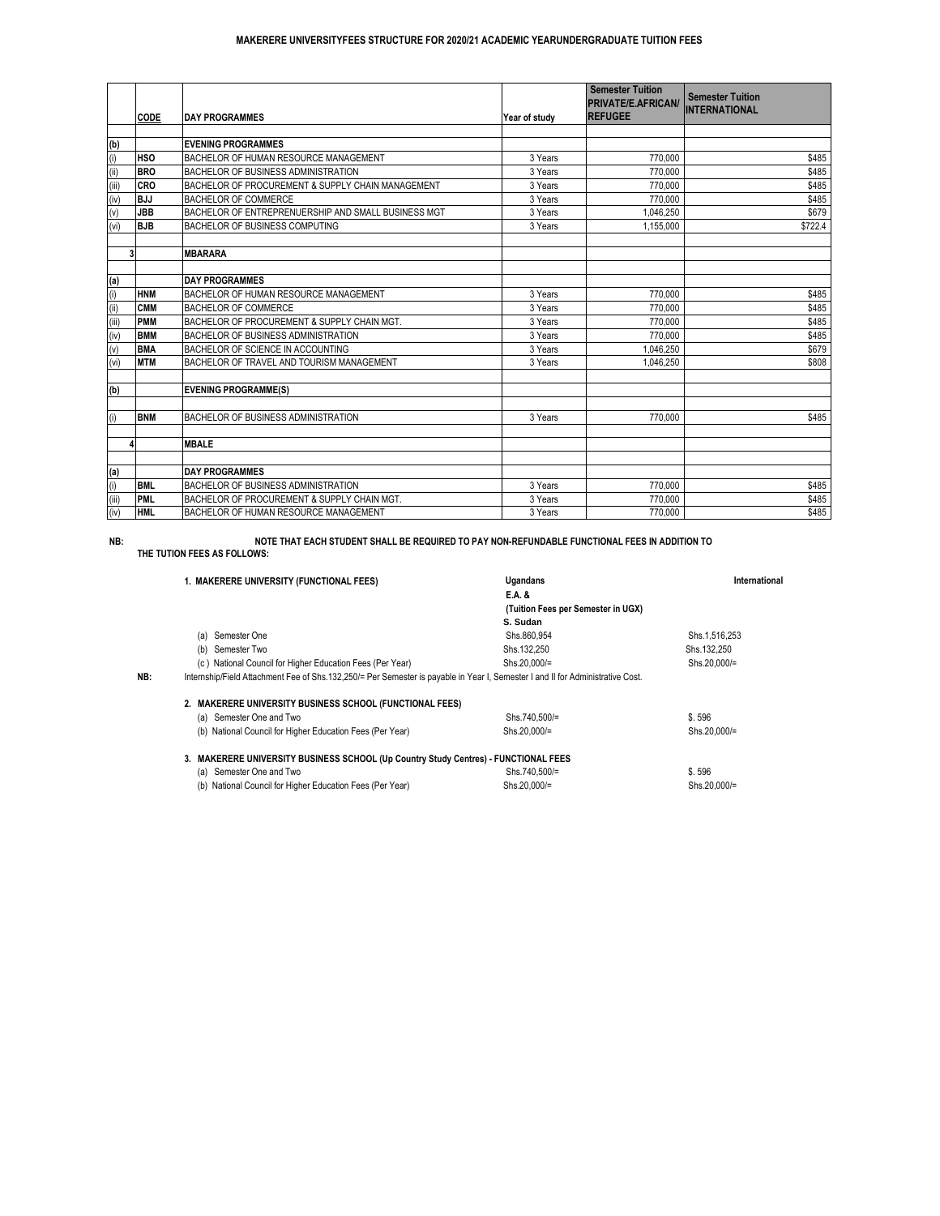**MAKERERE UNIVERSITYFEES STRUCTURE FOR 2020/21 ACADEMIC YEARUNDERGRADUATE TUITION FEES**

| | CODE | DAY PROGRAMMES | Year of study | Semester Tuition PRIVATE/E.AFRICAN/ REFUGEE | Semester Tuition INTERNATIONAL |
|---|---|---|---|---|---|
| (b) | | **EVENING PROGRAMMES** | | | |
| (i) | HSO | BACHELOR OF HUMAN RESOURCE MANAGEMENT | 3 Years | 770,000 | $485 |
| (ii) | BRO | BACHELOR OF BUSINESS ADMINISTRATION | 3 Years | 770,000 | $485 |
| (iii) | CRO | BACHELOR OF PROCUREMENT & SUPPLY CHAIN MANAGEMENT | 3 Years | 770,000 | $485 |
| (iv) | BJJ | BACHELOR OF COMMERCE | 3 Years | 770,000 | $485 |
| (v) | JBB | BACHELOR OF ENTREPRENEURSHIP AND SMALL BUSINESS MGT | 3 Years | 1,046,250 | $679 |
| (vi) | BJB | BACHELOR OF BUSINESS COMPUTING | 3 Years | 1,155,000 | $722.4 |
| 3 | | **MBARARA** | | | |
| (a) | | **DAY PROGRAMMES** | | | |
| (i) | HNM | BACHELOR OF HUMAN RESOURCE MANAGEMENT | 3 Years | 770,000 | $485 |
| (ii) | CMM | BACHELOR OF COMMERCE | 3 Years | 770,000 | $485 |
| (iii) | PMM | BACHELOR OF PROCUREMENT & SUPPLY CHAIN MGT. | 3 Years | 770,000 | $485 |
| (iv) | BMM | BACHELOR OF BUSINESS ADMINISTRATION | 3 Years | 770,000 | $485 |
| (v) | BMA | BACHELOR OF SCIENCE IN ACCOUNTING | 3 Years | 1,046,250 | $679 |
| (vi) | MTM | BACHELOR OF TRAVEL AND TOURISM MANAGEMENT | 3 Years | 1,046,250 | $808 |
| (b) | | **EVENING PROGRAMME(S)** | | | |
| (i) | BNM | BACHELOR OF BUSINESS ADMINISTRATION | 3 Years | 770,000 | $485 |
| 4 | | **MBALE** | | | |
| (a) | | **DAY PROGRAMMES** | | | |
| (i) | BML | BACHELOR OF BUSINESS ADMINISTRATION | 3 Years | 770,000 | $485 |
| (iii) | PML | BACHELOR OF PROCUREMENT & SUPPLY CHAIN MGT. | 3 Years | 770,000 | $485 |
| (iv) | HML | BACHELOR OF HUMAN RESOURCE MANAGEMENT | 3 Years | 770,000 | $485 |

**NB: NOTE THAT EACH STUDENT SHALL BE REQUIRED TO PAY NON-REFUNDABLE FUNCTIONAL FEES IN ADDITION TO THE TUITION FEES AS FOLLOWS:**

| 1. MAKERERE UNIVERSITY (FUNCTIONAL FEES) | Ugandans E.A. & S. Sudan (Tuition Fees per Semester in UGX) | International |
|---|---|---|
| (a) Semester One | Shs.860,954 | Shs.1,516,253 |
| (b) Semester Two | Shs.132,250 | Shs.132,250 |
| (c) National Council for Higher Education Fees (Per Year) | Shs.20,000/= | Shs.20,000/= |

**NB:** Internship/Field Attachment Fee of Shs.132,250/= Per Semester is payable in Year I, Semester I and II for Administrative Cost.

| 2. MAKERERE UNIVERSITY BUSINESS SCHOOL (FUNCTIONAL FEES) | | |
|---|---|---|
| (a) Semester One and Two | Shs.740,500/= | $. 596 |
| (b) National Council for Higher Education Fees (Per Year) | Shs.20,000/= | Shs.20,000/= |

| 3. MAKERERE UNIVERSITY BUSINESS SCHOOL (Up Country Study Centres) - FUNCTIONAL FEES | | |
|---|---|---|
| (a) Semester One and Two | Shs.740,500/= | $. 596 |
| (b) National Council for Higher Education Fees (Per Year) | Shs.20,000/= | Shs.20,000/= |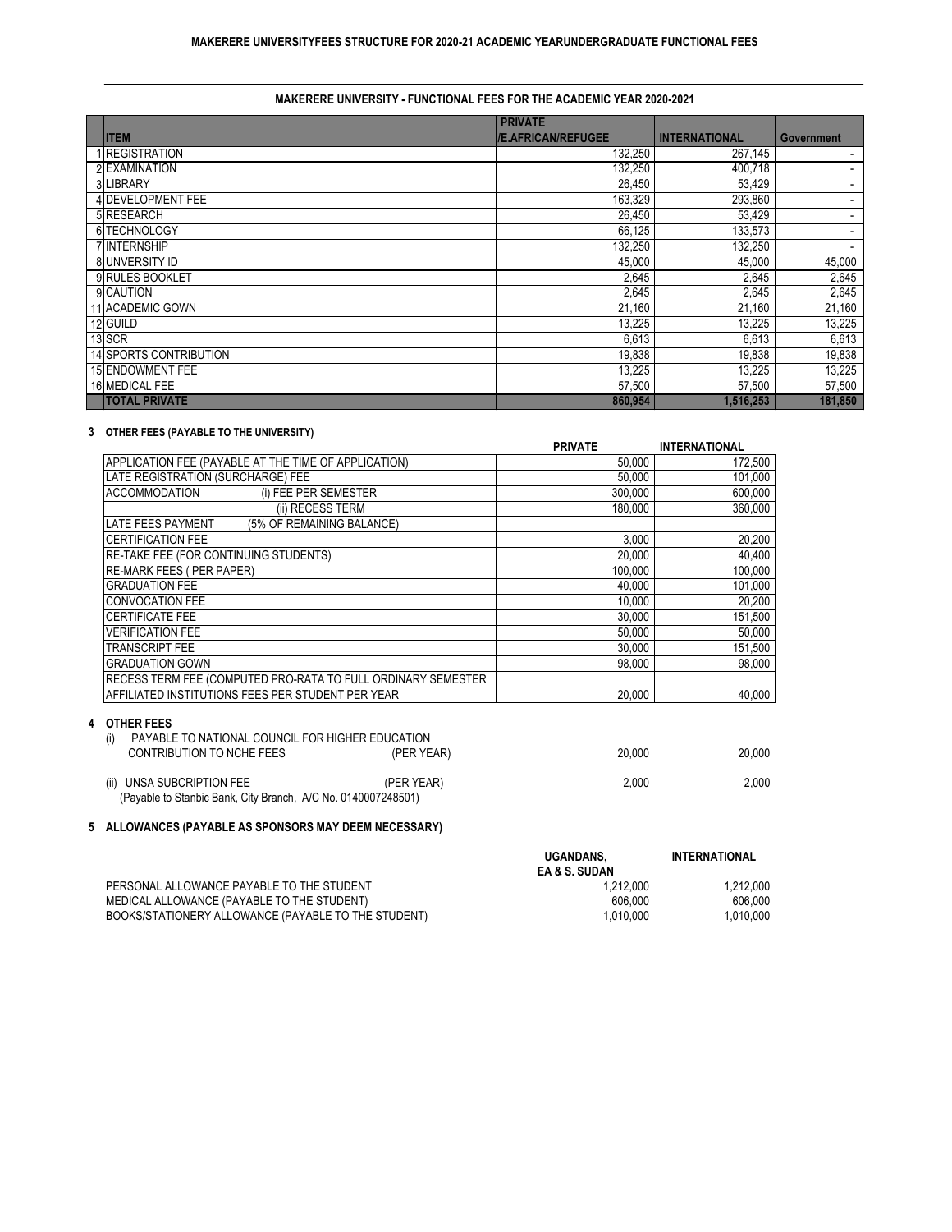**MAKERERE UNIVERSITYFEES STRUCTURE FOR 2020-21 ACADEMIC YEARUNDERGRADUATE FUNCTIONAL FEES**

**MAKERERE UNIVERSITY - FUNCTIONAL FEES FOR THE ACADEMIC YEAR 2020-2021**

| | ITEM | PRIVATE /E.AFRICAN/REFUGEE | INTERNATIONAL | Government |
|---|---|---|---|---|
| 1 | REGISTRATION | 132,250 | 267,145 | - |
| 2 | EXAMINATION | 132,250 | 400,718 | - |
| 3 | LIBRARY | 26,450 | 53,429 | - |
| 4 | DEVELOPMENT FEE | 163,329 | 293,860 | - |
| 5 | RESEARCH | 26,450 | 53,429 | - |
| 6 | TECHNOLOGY | 66,125 | 133,573 | - |
| 7 | INTERNSHIP | 132,250 | 132,250 | - |
| 8 | UNVERSITY ID | 45,000 | 45,000 | 45,000 |
| 9 | RULES BOOKLET | 2,645 | 2,645 | 2,645 |
| 9 | CAUTION | 2,645 | 2,645 | 2,645 |
| 11 | ACADEMIC GOWN | 21,160 | 21,160 | 21,160 |
| 12 | GUILD | 13,225 | 13,225 | 13,225 |
| 13 | SCR | 6,613 | 6,613 | 6,613 |
| 14 | SPORTS CONTRIBUTION | 19,838 | 19,838 | 19,838 |
| 15 | ENDOWMENT FEE | 13,225 | 13,225 | 13,225 |
| 16 | MEDICAL FEE | 57,500 | 57,500 | 57,500 |
| | **TOTAL PRIVATE** | **860,954** | **1,516,253** | **181,850** |

**3 OTHER FEES (PAYABLE TO THE UNIVERSITY)**

| | | PRIVATE | INTERNATIONAL |
|---|---|---|---|
| APPLICATION FEE (PAYABLE AT THE TIME OF APPLICATION) | | 50,000 | 172,500 |
| LATE REGISTRATION (SURCHARGE) FEE | | 50,000 | 101,000 |
| ACCOMMODATION | (i) FEE PER SEMESTER | 300,000 | 600,000 |
| | (ii) RECESS TERM | 180,000 | 360,000 |
| LATE FEES PAYMENT | (5% OF REMAINING BALANCE) | | |
| CERTIFICATION FEE | | 3,000 | 20,200 |
| RE-TAKE FEE (FOR CONTINUING STUDENTS) | | 20,000 | 40,400 |
| RE-MARK FEES ( PER PAPER) | | 100,000 | 100,000 |
| GRADUATION FEE | | 40,000 | 101,000 |
| CONVOCATION FEE | | 10,000 | 20,200 |
| CERTIFICATE FEE | | 30,000 | 151,500 |
| VERIFICATION FEE | | 50,000 | 50,000 |
| TRANSCRIPT FEE | | 30,000 | 151,500 |
| GRADUATION GOWN | | 98,000 | 98,000 |
| RECESS TERM FEE (COMPUTED PRO-RATA TO FULL ORDINARY SEMESTER | | | |
| AFFILIATED INSTITUTIONS FEES PER STUDENT PER YEAR | | 20,000 | 40,000 |

**4 OTHER FEES**

| | | | |
|---|---|---|---|
| (i) PAYABLE TO NATIONAL COUNCIL FOR HIGHER EDUCATION CONTRIBUTION TO NCHE FEES | (PER YEAR) | 20,000 | 20,000 |
| (ii) UNSA SUBCRIPTION FEE (Payable to Stanbic Bank, City Branch, A/C No. 0140007248501) | (PER YEAR) | 2,000 | 2,000 |

**5 ALLOWANCES (PAYABLE AS SPONSORS MAY DEEM NECESSARY)**

| | UGANDANS, EA & S. SUDAN | INTERNATIONAL |
|---|---|---|
| PERSONAL ALLOWANCE PAYABLE TO THE STUDENT | 1,212,000 | 1,212,000 |
| MEDICAL ALLOWANCE (PAYABLE TO THE STUDENT) | 606,000 | 606,000 |
| BOOKS/STATIONERY ALLOWANCE (PAYABLE TO THE STUDENT) | 1,010,000 | 1,010,000 |